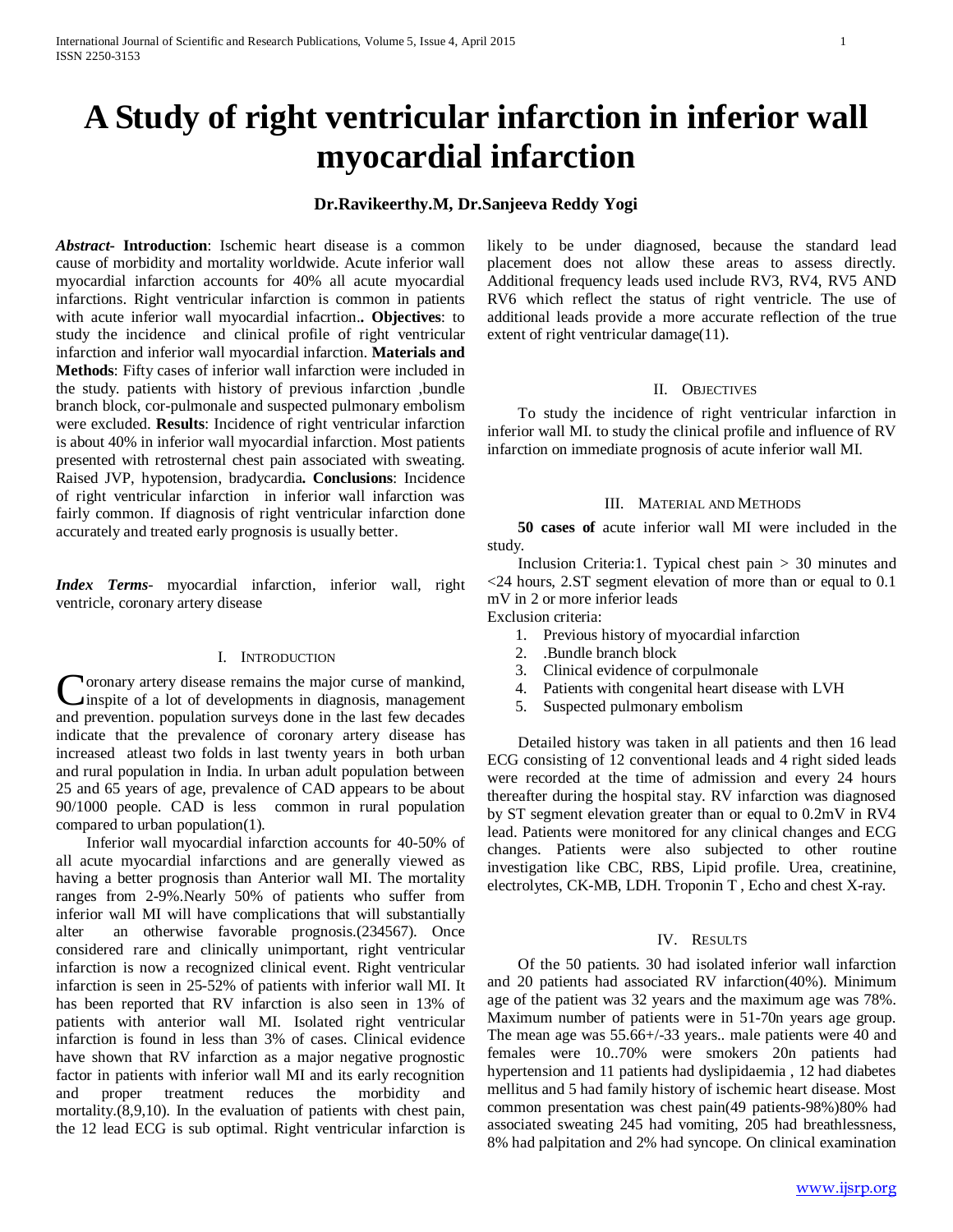# A Study of right ventricular infarction in inferior wall myocardial infarction

**Dr.Ravikeerthy.M, Dr.Sanjeeva Reddy Yogi**

***Abstract*- Introduction**: Ischemic heart disease is a common cause of morbidity and mortality worldwide. Acute inferior wall myocardial infarction accounts for 40% all acute myocardial infarctions. Right ventricular infarction is common in patients with acute inferior wall myocardial infacrtion**.. Objectives**: to study the incidence and clinical profile of right ventricular infarction and inferior wall myocardial infarction. **Materials and Methods**: Fifty cases of inferior wall infarction were included in the study. patients with history of previous infarction ,bundle branch block, cor-pulmonale and suspected pulmonary embolism were excluded. **Results**: Incidence of right ventricular infarction is about 40% in inferior wall myocardial infarction. Most patients presented with retrosternal chest pain associated with sweating. Raised JVP, hypotension, bradycardia**. Conclusions**: Incidence of right ventricular infarction in inferior wall infarction was fairly common. If diagnosis of right ventricular infarction done accurately and treated early prognosis is usually better.

***Index Terms*-** myocardial infarction, inferior wall, right ventricle, coronary artery disease

## I. Introduction

Coronary artery disease remains the major curse of mankind, inspite of a lot of developments in diagnosis, management and prevention. population surveys done in the last few decades indicate that the prevalence of coronary artery disease has increased atleast two folds in last twenty years in both urban and rural population in India. In urban adult population between 25 and 65 years of age, prevalence of CAD appears to be about 90/1000 people. CAD is less common in rural population compared to urban population(1).

Inferior wall myocardial infarction accounts for 40-50% of all acute myocardial infarctions and are generally viewed as having a better prognosis than Anterior wall MI. The mortality ranges from 2-9%.Nearly 50% of patients who suffer from inferior wall MI will have complications that will substantially alter an otherwise favorable prognosis.(234567). Once considered rare and clinically unimportant, right ventricular infarction is now a recognized clinical event. Right ventricular infarction is seen in 25-52% of patients with inferior wall MI. It has been reported that RV infarction is also seen in 13% of patients with anterior wall MI. Isolated right ventricular infarction is found in less than 3% of cases. Clinical evidence have shown that RV infarction as a major negative prognostic factor in patients with inferior wall MI and its early recognition and proper treatment reduces the morbidity and mortality.(8,9,10). In the evaluation of patients with chest pain, the 12 lead ECG is sub optimal. Right ventricular infarction is likely to be under diagnosed, because the standard lead placement does not allow these areas to assess directly. Additional frequency leads used include RV3, RV4, RV5 AND RV6 which reflect the status of right ventricle. The use of additional leads provide a more accurate reflection of the true extent of right ventricular damage(11).

## II. Objectives

To study the incidence of right ventricular infarction in inferior wall MI. to study the clinical profile and influence of RV infarction on immediate prognosis of acute inferior wall MI.

## III. Material and Methods

**50 cases of** acute inferior wall MI were included in the study.

Inclusion Criteria:1. Typical chest pain > 30 minutes and <24 hours, 2.ST segment elevation of more than or equal to 0.1 mV in 2 or more inferior leads

Exclusion criteria:

1. Previous history of myocardial infarction
2. .Bundle branch block
3. Clinical evidence of corpulmonale
4. Patients with congenital heart disease with LVH
5. Suspected pulmonary embolism

Detailed history was taken in all patients and then 16 lead ECG consisting of 12 conventional leads and 4 right sided leads were recorded at the time of admission and every 24 hours thereafter during the hospital stay. RV infarction was diagnosed by ST segment elevation greater than or equal to 0.2mV in RV4 lead. Patients were monitored for any clinical changes and ECG changes. Patients were also subjected to other routine investigation like CBC, RBS, Lipid profile. Urea, creatinine, electrolytes, CK-MB, LDH. Troponin T , Echo and chest X-ray.

## IV. Results

Of the 50 patients. 30 had isolated inferior wall infarction and 20 patients had associated RV infarction(40%). Minimum age of the patient was 32 years and the maximum age was 78%. Maximum number of patients were in 51-70n years age group. The mean age was 55.66+/-33 years.. male patients were 40 and females were 10..70% were smokers 20n patients had hypertension and 11 patients had dyslipidaemia , 12 had diabetes mellitus and 5 had family history of ischemic heart disease. Most common presentation was chest pain(49 patients-98%)80% had associated sweating 245 had vomiting, 205 had breathlessness, 8% had palpitation and 2% had syncope. On clinical examination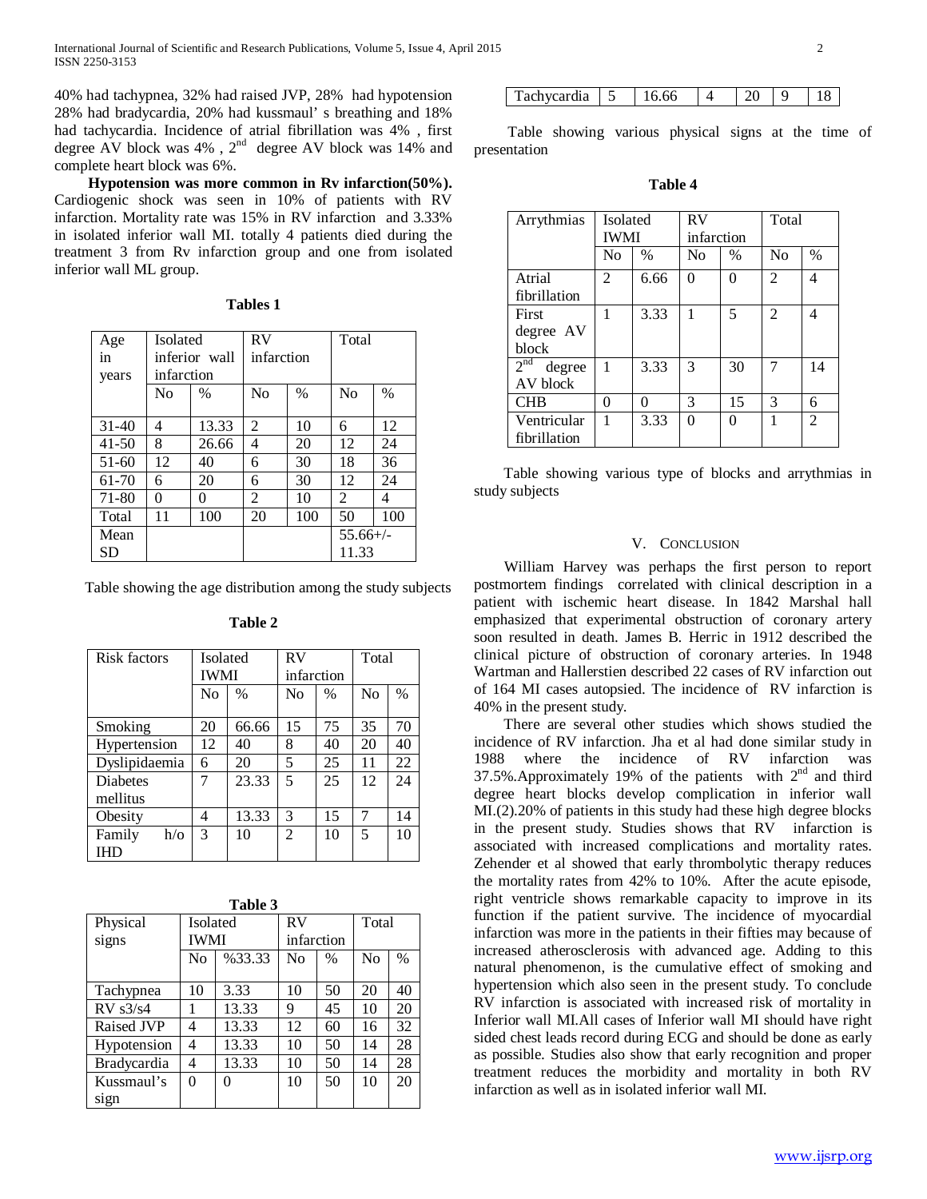40% had tachypnea, 32% had raised JVP, 28% had hypotension 28% had bradycardia, 20% had kussmaul' s breathing and 18% had tachycardia. Incidence of atrial fibrillation was 4% , first degree AV block was 4% , 2nd degree AV block was 14% and complete heart block was 6%.

**Hypotension was more common in Rv infarction(50%).** Cardiogenic shock was seen in 10% of patients with RV infarction. Mortality rate was 15% in RV infarction and 3.33% in isolated inferior wall MI. totally 4 patients died during the treatment 3 from Rv infarction group and one from isolated inferior wall ML group.

**Tables 1**

| Age in years | Isolated inferior wall infarction | | RV infarction | | Total | |
|---|---|---|---|---|---|---|
| | No | % | No | % | No | % |
| 31-40 | 4 | 13.33 | 2 | 10 | 6 | 12 |
| 41-50 | 8 | 26.66 | 4 | 20 | 12 | 24 |
| 51-60 | 12 | 40 | 6 | 30 | 18 | 36 |
| 61-70 | 6 | 20 | 6 | 30 | 12 | 24 |
| 71-80 | 0 | 0 | 2 | 10 | 2 | 4 |
| Total | 11 | 100 | 20 | 100 | 50 | 100 |
| Mean SD | | | | | 55.66+/-11.33 | |

Table showing the age distribution among the study subjects

**Table 2**

| Risk factors | Isolated IWMI | | RV infarction | | Total | |
|---|---|---|---|---|---|---|
| | No | % | No | % | No | % |
| Smoking | 20 | 66.66 | 15 | 75 | 35 | 70 |
| Hypertension | 12 | 40 | 8 | 40 | 20 | 40 |
| Dyslipidaemia | 6 | 20 | 5 | 25 | 11 | 22 |
| Diabetes mellitus | 7 | 23.33 | 5 | 25 | 12 | 24 |
| Obesity | 4 | 13.33 | 3 | 15 | 7 | 14 |
| Family h/o IHD | 3 | 10 | 2 | 10 | 5 | 10 |

**Table 3**

| Physical signs | Isolated IWMI | | RV infarction | | Total | |
|---|---|---|---|---|---|---|
| | No | %33.33 | No | % | No | % |
| Tachypnea | 10 | 3.33 | 10 | 50 | 20 | 40 |
| RV s3/s4 | 1 | 13.33 | 9 | 45 | 10 | 20 |
| Raised JVP | 4 | 13.33 | 12 | 60 | 16 | 32 |
| Hypotension | 4 | 13.33 | 10 | 50 | 14 | 28 |
| Bradycardia | 4 | 13.33 | 10 | 50 | 14 | 28 |
| Kussmaul's sign | 0 | 0 | 10 | 50 | 10 | 20 |
| Tachycardia | 5 | 16.66 | 4 | 20 | 9 | 18 |

Table showing various physical signs at the time of presentation

**Table 4**

| Arrythmias | Isolated IWMI | | RV infarction | | Total | |
|---|---|---|---|---|---|---|
| | No | % | No | % | No | % |
| Atrial fibrillation | 2 | 6.66 | 0 | 0 | 2 | 4 |
| First degree AV block | 1 | 3.33 | 1 | 5 | 2 | 4 |
| 2nd degree AV block | 1 | 3.33 | 3 | 30 | 7 | 14 |
| CHB | 0 | 0 | 3 | 15 | 3 | 6 |
| Ventricular fibrillation | 1 | 3.33 | 0 | 0 | 1 | 2 |

Table showing various type of blocks and arrythmias in study subjects

## V. Conclusion

William Harvey was perhaps the first person to report postmortem findings correlated with clinical description in a patient with ischemic heart disease. In 1842 Marshal hall emphasized that experimental obstruction of coronary artery soon resulted in death. James B. Herric in 1912 described the clinical picture of obstruction of coronary arteries. In 1948 Wartman and Hallerstien described 22 cases of RV infarction out of 164 MI cases autopsied. The incidence of RV infarction is 40% in the present study.

There are several other studies which shows studied the incidence of RV infarction. Jha et al had done similar study in 1988 where the incidence of RV infarction was 37.5%.Approximately 19% of the patients with 2nd and third degree heart blocks develop complication in inferior wall MI.(2).20% of patients in this study had these high degree blocks in the present study. Studies shows that RV infarction is associated with increased complications and mortality rates. Zehender et al showed that early thrombolytic therapy reduces the mortality rates from 42% to 10%. After the acute episode, right ventricle shows remarkable capacity to improve in its function if the patient survive. The incidence of myocardial infarction was more in the patients in their fifties may because of increased atherosclerosis with advanced age. Adding to this natural phenomenon, is the cumulative effect of smoking and hypertension which also seen in the present study. To conclude RV infarction is associated with increased risk of mortality in Inferior wall MI.All cases of Inferior wall MI should have right sided chest leads record during ECG and should be done as early as possible. Studies also show that early recognition and proper treatment reduces the morbidity and mortality in both RV infarction as well as in isolated inferior wall MI.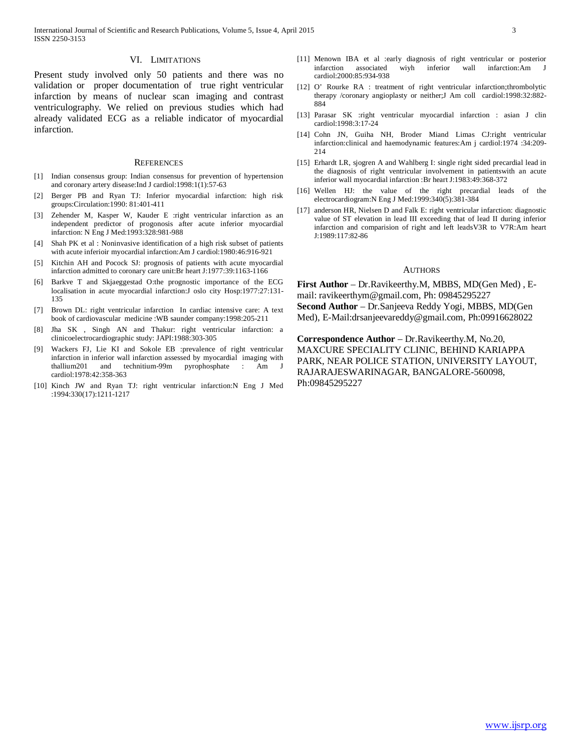## VI. LIMITATIONS

Present study involved only 50 patients and there was no validation or proper documentation of true right ventricular infarction by means of nuclear scan imaging and contrast ventriculography. We relied on previous studies which had already validated ECG as a reliable indicator of myocardial infarction.

## REFERENCES

[1] Indian consensus group: Indian consensus for prevention of hypertension and coronary artery disease:Ind J cardiol:1998:1(1):57-63

[2] Berger PB and Ryan TJ: Inferior myocardial infarction: high risk groups:Circulation:1990: 81:401-411

[3] Zehender M, Kasper W, Kauder E :right ventricular infarction as an independent predictor of progonosis after acute inferior myocardial infarction: N Eng J Med:1993:328:981-988

[4] Shah PK et al : Noninvasive identification of a high risk subset of patients with acute inferioir myocardial infarction:Am J cardiol:1980:46:916-921

[5] Kitchin AH and Pocock SJ: prognosis of patients with acute myocardial infarction admitted to coronary care unit:Br heart J:1977:39:1163-1166

[6] Barkve T and Skjaeggestad O:the prognostic importance of the ECG localisation in acute myocardial infarction:J oslo city Hosp:1977:27:131-135

[7] Brown DL: right ventricular infarction In cardiac intensive care: A text book of cardiovascular medicine :WB saunder company:1998:205-211

[8] Jha SK , Singh AN and Thakur: right ventricular infarction: a clinicoelectrocardiographic study: JAPI:1988:303-305

[9] Wackers FJ, Lie KI and Sokole EB :prevalence of right ventricular infarction in inferior wall infarction assessed by myocardial imaging with thallium201 and technitium-99m pyrophosphate : Am J cardiol:1978:42:358-363

[10] Kinch JW and Ryan TJ: right ventricular infarction:N Eng J Med :1994:330(17):1211-1217

[11] Menown IBA et al :early diagnosis of right ventricular or posterior infarction associated wiyh inferior wall infarction:Am J cardiol:2000:85:934-938

[12] O' Rourke RA : treatment of right ventricular infarction;thrombolytic therapy /coronary angioplasty or neither;J Am coll cardiol:1998:32:882-884

[13] Parasar SK :right ventricular myocardial infarction : asian J clin cardiol:1998:3:17-24

[14] Cohn JN, Guiha NH, Broder Miand Limas CJ:right ventricular infarction:clinical and haemodynamic features:Am j cardiol:1974 :34:209-214

[15] Erhardt LR, sjogren A and Wahlberg I: single right sided precardial lead in the diagnosis of right ventricular involvement in patientswith an acute inferior wall myocardial infarction :Br heart J:1983:49:368-372

[16] Wellen HJ: the value of the right precardial leads of the electrocardiogram:N Eng J Med:1999:340(5):381-384

[17] anderson HR, Nielsen D and Falk E: right ventricular infarction: diagnostic value of ST elevation in lead III exceeding that of lead II during inferior infarction and comparision of right and left leadsV3R to V7R:Am heart J:1989:117:82-86

## AUTHORS

**First Author** – Dr.Ravikeerthy.M, MBBS, MD(Gen Med) , E-mail: ravikeerthym@gmail.com, Ph: 09845295227

**Second Author** – Dr.Sanjeeva Reddy Yogi, MBBS, MD(Gen Med), E-Mail:drsanjeevareddy@gmail.com, Ph:09916628022

**Correspondence Author** – Dr.Ravikeerthy.M, No.20, MAXCURE SPECIALITY CLINIC, BEHIND KARIAPPA PARK, NEAR POLICE STATION, UNIVERSITY LAYOUT, RAJARAJESWARINAGAR, BANGALORE-560098, Ph:09845295227